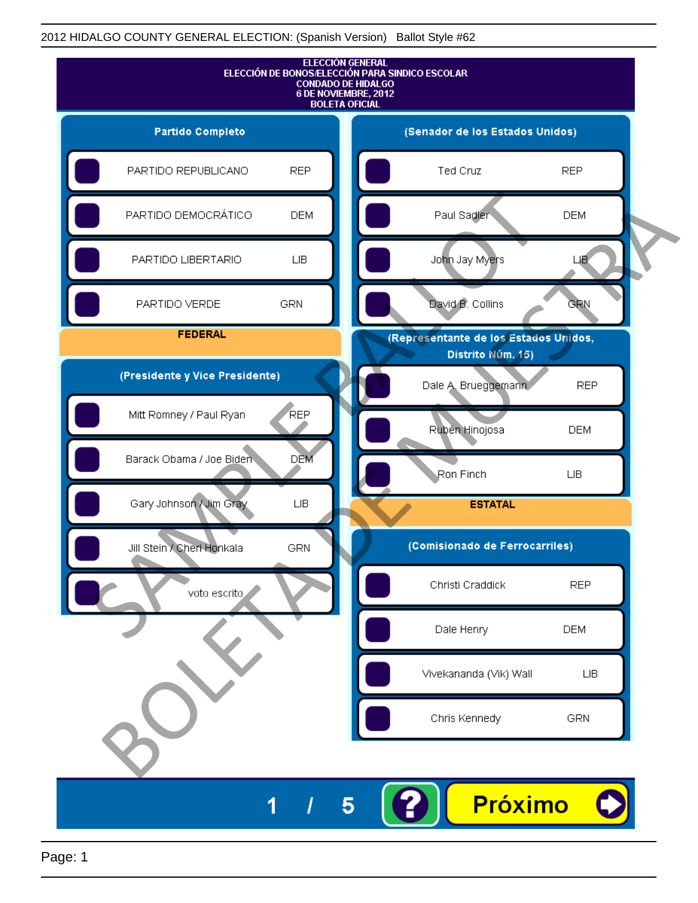2012 HIDALGO COUNTY GENERAL ELECTION: (Spanish Version) Ballot Style #62

# ELECCIÓN GENERAL
## ELECCIÓN DE BONOS/ELECCIÓN PARA SINDICO ESCOLAR
## CONDADO DE HIDALGO
## 6 DE NOVIEMBRE, 2012
## BOLETA OFICIAL

### Partido Completo

| Partido | |
|---|---|
| PARTIDO REPUBLICANO | REP |
| PARTIDO DEMOCRÁTICO | DEM |
| PARTIDO LIBERTARIO | LIB |
| PARTIDO VERDE | GRN |

### FEDERAL

### (Presidente y Vice Presidente)

| Candidato | Partido |
|---|---|
| Mitt Romney / Paul Ryan | REP |
| Barack Obama / Joe Biden | DEM |
| Gary Johnson / Jim Gray | LIB |
| Jill Stein / Cheri Honkala | GRN |
| voto escrito | |

### (Senador de los Estados Unidos)

| Candidato | Partido |
|---|---|
| Ted Cruz | REP |
| Paul Sadler | DEM |
| John Jay Myers | LIB |
| David B. Collins | GRN |

### (Representante de los Estados Unidos, Distrito Núm. 15)

| Candidato | Partido |
|---|---|
| Dale A. Brueggemann | REP |
| Rubén Hinojosa | DEM |
| Ron Finch | LIB |

### ESTATAL

### (Comisionado de Ferrocarriles)

| Candidato | Partido |
|---|---|
| Christi Craddick | REP |
| Dale Henry | DEM |
| Vivekananda (Vik) Wall | LIB |
| Chris Kennedy | GRN |

SAMPLE BALLOT
BOLETA DE MUESTRA

1 / 5

Próximo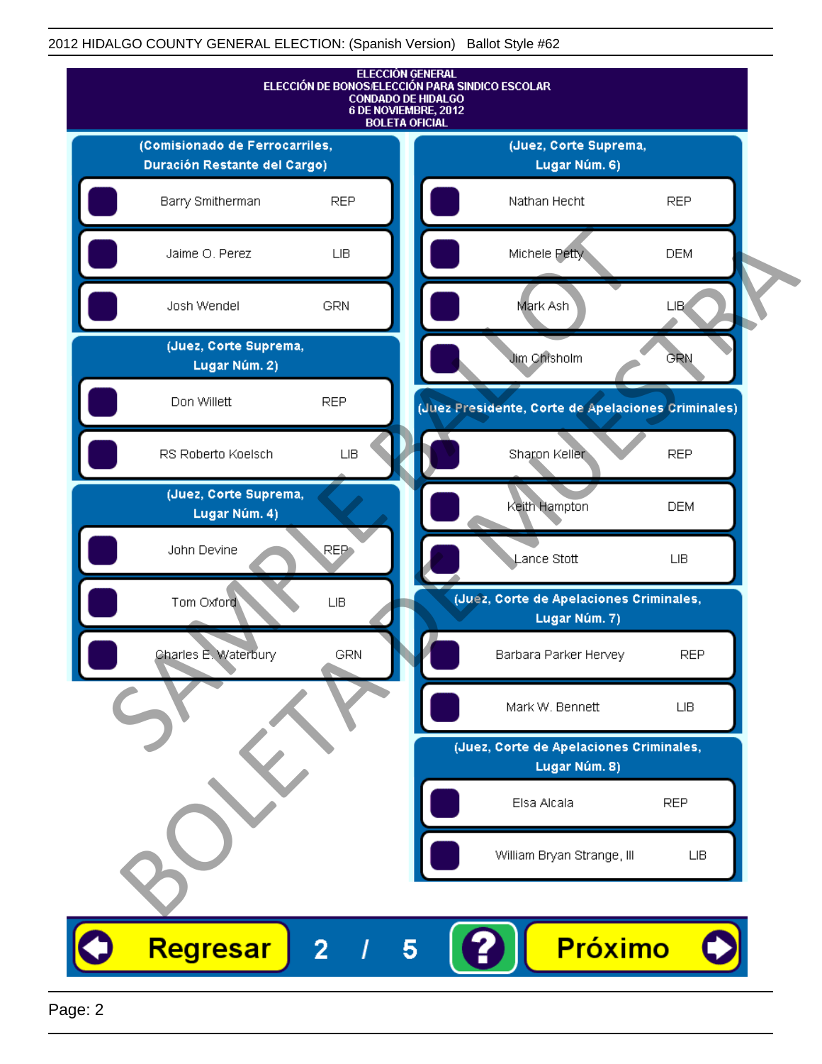2012 HIDALGO COUNTY GENERAL ELECTION: (Spanish Version) Ballot Style #62

**ELECCIÓN GENERAL**
**ELECCIÓN DE BONOS/ELECCIÓN PARA SINDICO ESCOLAR**
**CONDADO DE HIDALGO**
**6 DE NOVIEMBRE, 2012**
**BOLETA OFICIAL**

### (Comisionado de Ferrocarriles, Duración Restante del Cargo)

| Candidato | Partido |
|---|---|
| Barry Smitherman | REP |
| Jaime O. Perez | LIB |
| Josh Wendel | GRN |

### (Juez, Corte Suprema, Lugar Núm. 2)

| Candidato | Partido |
|---|---|
| Don Willett | REP |
| RS Roberto Koelsch | LIB |

### (Juez, Corte Suprema, Lugar Núm. 4)

| Candidato | Partido |
|---|---|
| John Devine | REP |
| Tom Oxford | LIB |
| Charles E. Waterbury | GRN |

### (Juez, Corte Suprema, Lugar Núm. 6)

| Candidato | Partido |
|---|---|
| Nathan Hecht | REP |
| Michele Petty | DEM |
| Mark Ash | LIB |
| Jim Chisholm | GRN |

### (Juez Presidente, Corte de Apelaciones Criminales)

| Candidato | Partido |
|---|---|
| Sharon Keller | REP |
| Keith Hampton | DEM |
| Lance Stott | LIB |

### (Juez, Corte de Apelaciones Criminales, Lugar Núm. 7)

| Candidato | Partido |
|---|---|
| Barbara Parker Hervey | REP |
| Mark W. Bennett | LIB |

### (Juez, Corte de Apelaciones Criminales, Lugar Núm. 8)

| Candidato | Partido |
|---|---|
| Elsa Alcala | REP |
| William Bryan Strange, III | LIB |

SAMPLE BALLOT
BOLETA DE MUESTRA

Regresar | 2 / 5 | ? | Próximo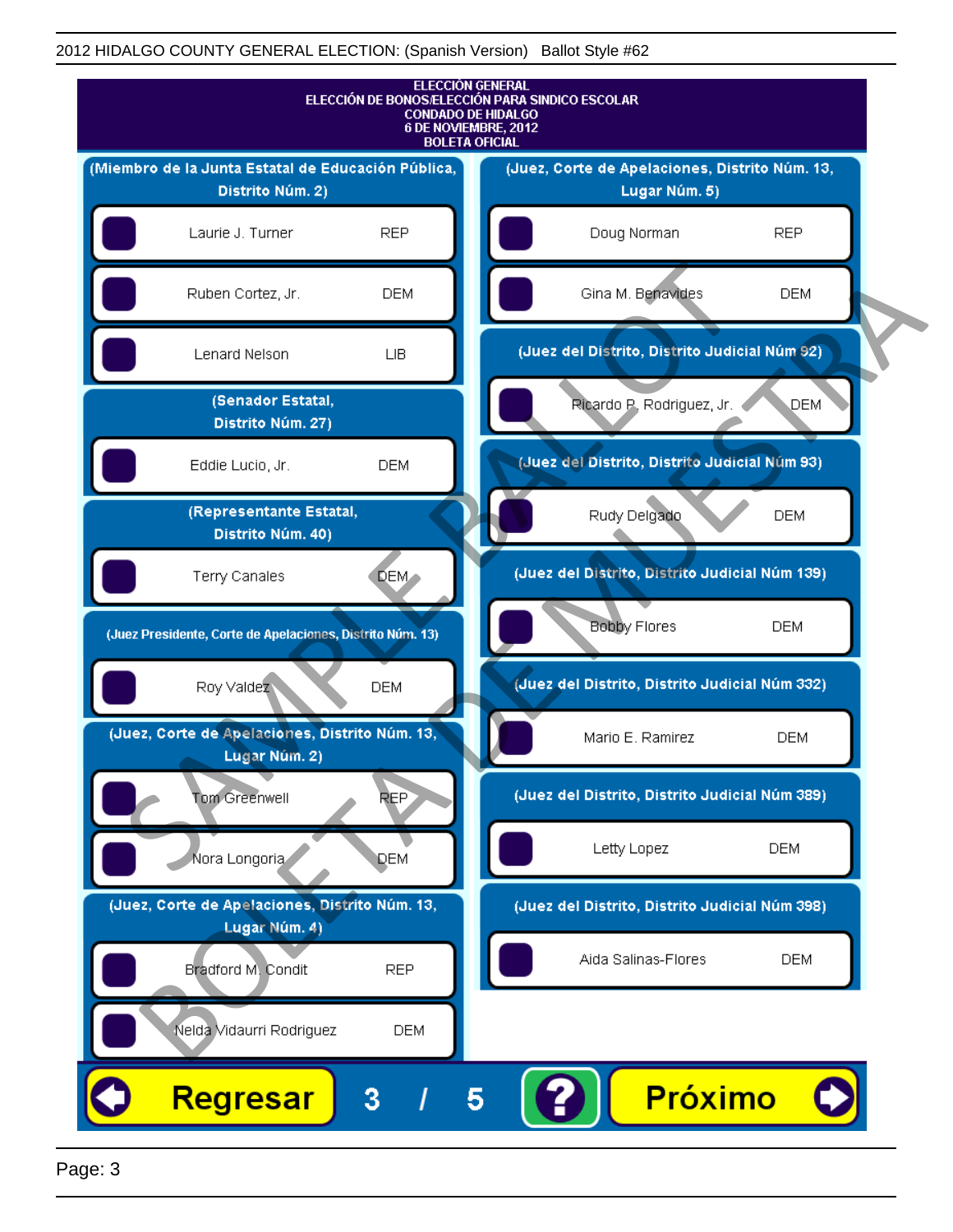2012 HIDALGO COUNTY GENERAL ELECTION: (Spanish Version) Ballot Style #62

**ELECCIÓN GENERAL**
**ELECCIÓN DE BONOS/ELECCIÓN PARA SINDICO ESCOLAR**
**CONDADO DE HIDALGO**
**6 DE NOVIEMBRE, 2012**
**BOLETA OFICIAL**

**(Miembro de la Junta Estatal de Educación Pública, Distrito Núm. 2)**

- Laurie J. Turner — REP
- Ruben Cortez, Jr. — DEM
- Lenard Nelson — LIB

**(Senador Estatal, Distrito Núm. 27)**

- Eddie Lucio, Jr. — DEM

**(Representante Estatal, Distrito Núm. 40)**

- Terry Canales — DEM

**(Juez Presidente, Corte de Apelaciones, Distrito Núm. 13)**

- Roy Valdez — DEM

**(Juez, Corte de Apelaciones, Distrito Núm. 13, Lugar Núm. 2)**

- Tom Greenwell — REP
- Nora Longoria — DEM

**(Juez, Corte de Apelaciones, Distrito Núm. 13, Lugar Núm. 4)**

- Bradford M. Condit — REP
- Nelda Vidaurri Rodriguez — DEM

**(Juez, Corte de Apelaciones, Distrito Núm. 13, Lugar Núm. 5)**

- Doug Norman — REP
- Gina M. Benavides — DEM

**(Juez del Distrito, Distrito Judicial Núm 92)**

- Ricardo P. Rodriguez, Jr. — DEM

**(Juez del Distrito, Distrito Judicial Núm 93)**

- Rudy Delgado — DEM

**(Juez del Distrito, Distrito Judicial Núm 139)**

- Bobby Flores — DEM

**(Juez del Distrito, Distrito Judicial Núm 332)**

- Mario E. Ramirez — DEM

**(Juez del Distrito, Distrito Judicial Núm 389)**

- Letty Lopez — DEM

**(Juez del Distrito, Distrito Judicial Núm 398)**

- Aida Salinas-Flores — DEM

Regresar | 3 / 5 | ? | Próximo

SAMPLE BALLOT — BOLETA DE MUESTRA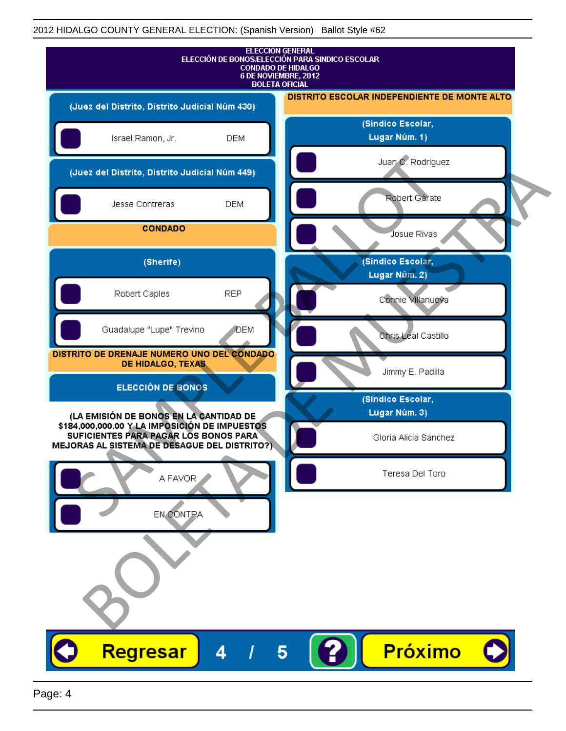2012 HIDALGO COUNTY GENERAL ELECTION: (Spanish Version)   Ballot Style #62

# ELECCIÓN GENERAL
## ELECCIÓN DE BONOS/ELECCIÓN PARA SINDICO ESCOLAR
## CONDADO DE HIDALGO
## 6 DE NOVIEMBRE, 2012
## BOLETA OFICIAL

### (Juez del Distrito, Distrito Judicial Núm 430)

- Israel Ramon, Jr. — DEM

### (Juez del Distrito, Distrito Judicial Núm 449)

- Jesse Contreras — DEM

## CONDADO

### (Sherife)

- Robert Caples — REP
- Guadalupe "Lupe" Trevino — DEM

## DISTRITO DE DRENAJE NUMERO UNO DEL CONDADO DE HIDALGO, TEXAS

### ELECCIÓN DE BONOS

**(LA EMISIÓN DE BONOS EN LA CANTIDAD DE $184,000,000.00 Y LA IMPOSICIÓN DE IMPUESTOS SUFICIENTES PARA PAGAR LOS BONOS PARA MEJORAS AL SISTEMA DE DESAGUE DEL DISTRITO?)**

- A FAVOR
- EN CONTRA

## DISTRITO ESCOLAR INDEPENDIENTE DE MONTE ALTO

### (Sindico Escolar, Lugar Núm. 1)

- Juan C. Rodriguez
- Robert Gárate
- Josue Rivas

### (Sindico Escolar, Lugar Núm. 2)

- Connie Villanueva
- Chris Leal Castillo
- Jimmy E. Padilla

### (Sindico Escolar, Lugar Núm. 3)

- Gloria Alicia Sanchez
- Teresa Del Toro

SAMPLE BALLOT — BOLETA DE MUESTRA

Regresar   4 / 5   ?   Próximo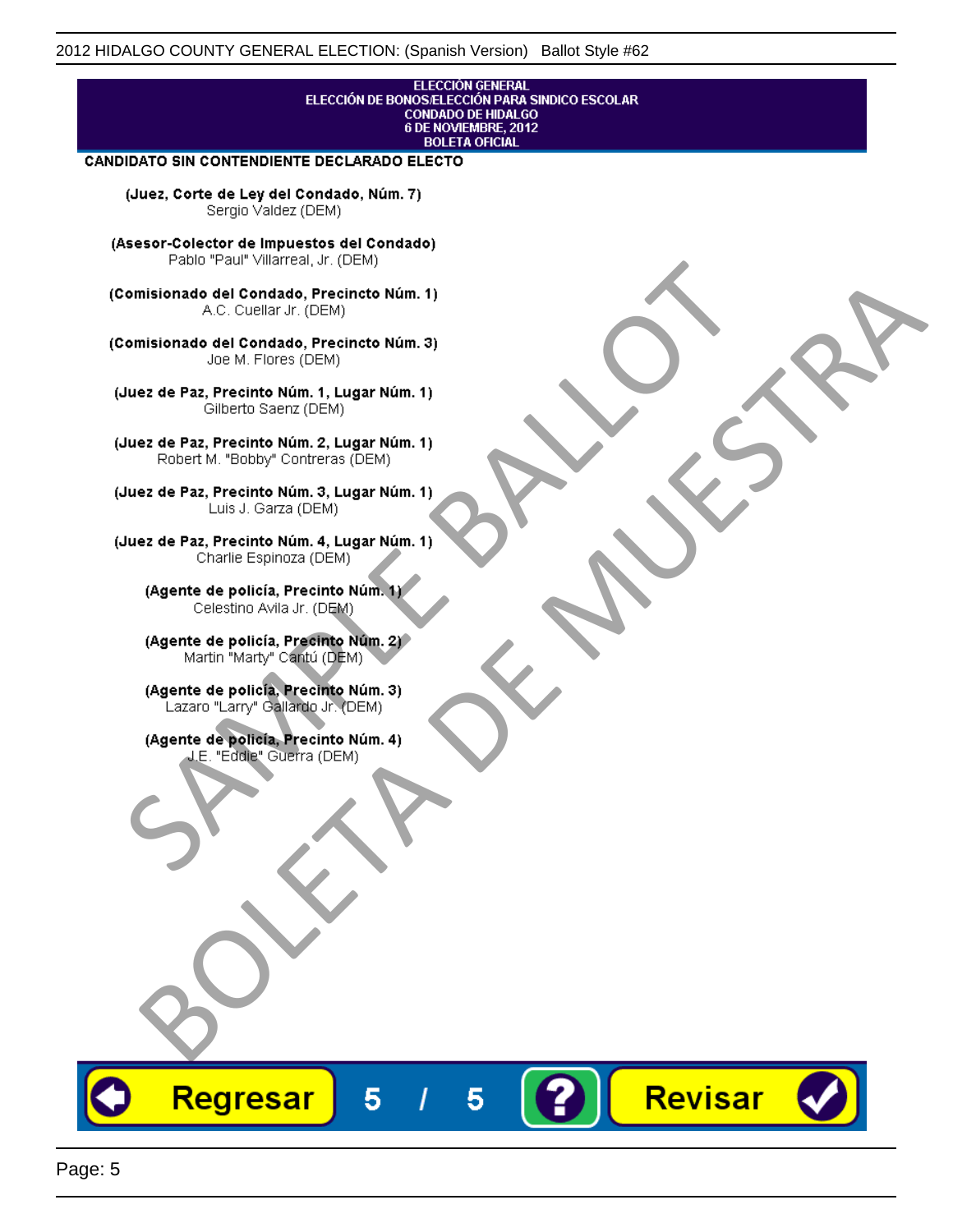ELECCIÓN GENERAL
ELECCIÓN DE BONOS/ELECCIÓN PARA SINDICO ESCOLAR
CONDADO DE HIDALGO
6 DE NOVIEMBRE, 2012
BOLETA OFICIAL

**CANDIDATO SIN CONTENDIENTE DECLARADO ELECTO**

**(Juez, Corte de Ley del Condado, Núm. 7)**
Sergio Valdez (DEM)

**(Asesor-Colector de Impuestos del Condado)**
Pablo "Paul" Villarreal, Jr. (DEM)

**(Comisionado del Condado, Precincto Núm. 1)**
A.C. Cuellar Jr. (DEM)

**(Comisionado del Condado, Precincto Núm. 3)**
Joe M. Flores (DEM)

**(Juez de Paz, Precinto Núm. 1, Lugar Núm. 1)**
Gilberto Saenz (DEM)

**(Juez de Paz, Precinto Núm. 2, Lugar Núm. 1)**
Robert M. "Bobby" Contreras (DEM)

**(Juez de Paz, Precinto Núm. 3, Lugar Núm. 1)**
Luis J. Garza (DEM)

**(Juez de Paz, Precinto Núm. 4, Lugar Núm. 1)**
Charlie Espinoza (DEM)

**(Agente de policía, Precinto Núm. 1)**
Celestino Avila Jr. (DEM)

**(Agente de policía, Precinto Núm. 2)**
Martin "Marty" Cantú (DEM)

**(Agente de policía, Precinto Núm. 3)**
Lazaro "Larry" Gallardo Jr. (DEM)

**(Agente de policía, Precinto Núm. 4)**
J.E. "Eddie" Guerra (DEM)

SAMPLE BALLOT
BOLETA DE MUESTRA

Regresar 5 / 5 ? Revisar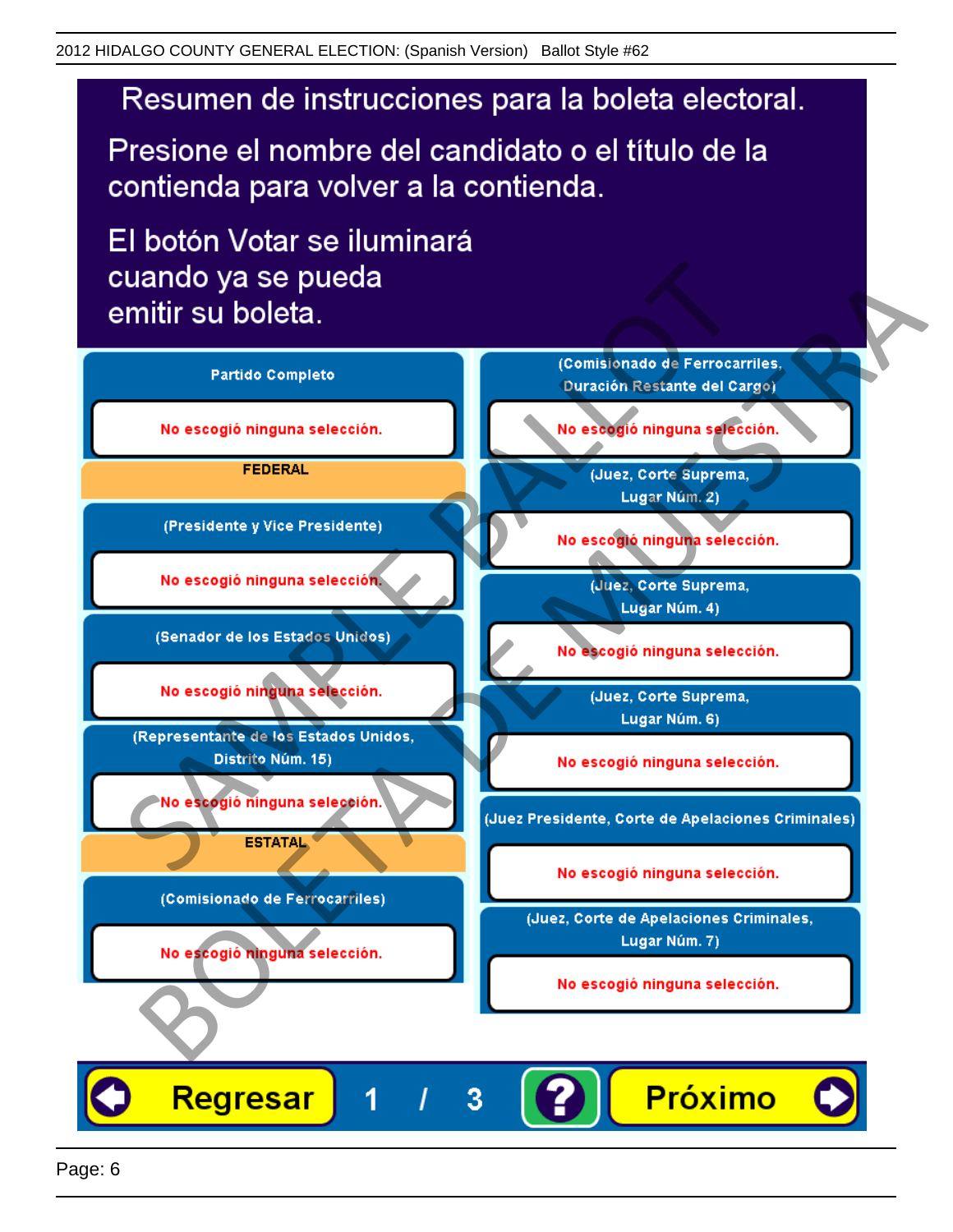# Resumen de instrucciones para la boleta electoral.

Presione el nombre del candidato o el título de la contienda para volver a la contienda.

El botón Votar se iluminará cuando ya se pueda emitir su boleta.

**Partido Completo**

No escogió ninguna selección.

**FEDERAL**

**(Presidente y Vice Presidente)**

No escogió ninguna selección.

**(Senador de los Estados Unidos)**

No escogió ninguna selección.

**(Representante de los Estados Unidos, Distrito Núm. 15)**

No escogió ninguna selección.

**ESTATAL**

**(Comisionado de Ferrocarriles)**

No escogió ninguna selección.

**(Comisionado de Ferrocarriles, Duración Restante del Cargo)**

No escogió ninguna selección.

**(Juez, Corte Suprema, Lugar Núm. 2)**

No escogió ninguna selección.

**(Juez, Corte Suprema, Lugar Núm. 4)**

No escogió ninguna selección.

**(Juez, Corte Suprema, Lugar Núm. 6)**

No escogió ninguna selección.

**(Juez Presidente, Corte de Apelaciones Criminales)**

No escogió ninguna selección.

**(Juez, Corte de Apelaciones Criminales, Lugar Núm. 7)**

No escogió ninguna selección.

Regresar 1 / 3 ? Próximo

SAMPLE BALLOT BOLETA DE MUESTRA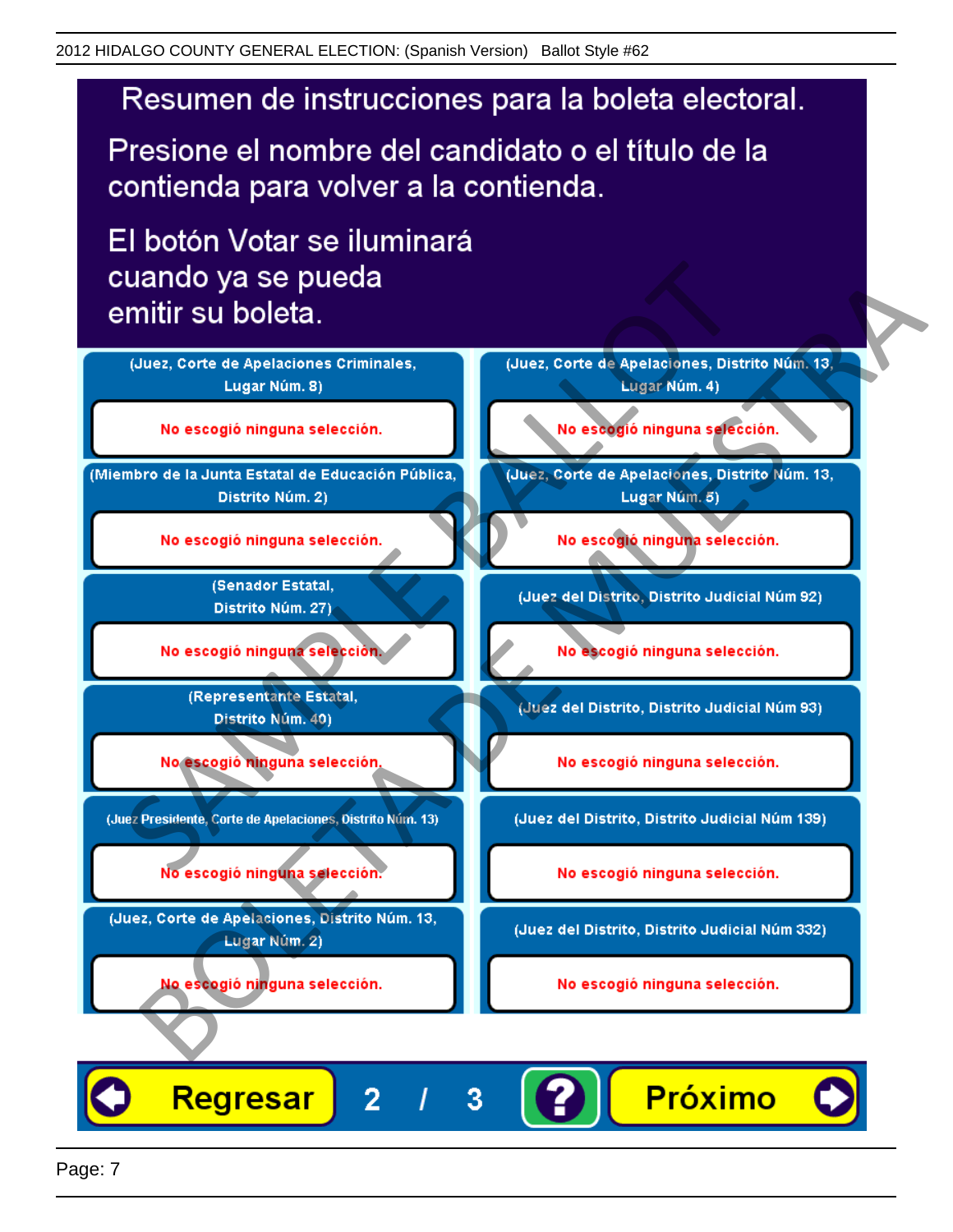# Resumen de instrucciones para la boleta electoral.

Presione el nombre del candidato o el título de la contienda para volver a la contienda.

El botón Votar se iluminará cuando ya se pueda emitir su boleta.

| Contienda | Selección |
|---|---|
| (Juez, Corte de Apelaciones Criminales, Lugar Núm. 8) | No escogió ninguna selección. |
| (Miembro de la Junta Estatal de Educación Pública, Distrito Núm. 2) | No escogió ninguna selección. |
| (Senador Estatal, Distrito Núm. 27) | No escogió ninguna selección. |
| (Representante Estatal, Distrito Núm. 40) | No escogió ninguna selección. |
| (Juez Presidente, Corte de Apelaciones, Distrito Núm. 13) | No escogió ninguna selección. |
| (Juez, Corte de Apelaciones, Distrito Núm. 13, Lugar Núm. 2) | No escogió ninguna selección. |
| (Juez, Corte de Apelaciones, Distrito Núm. 13, Lugar Núm. 4) | No escogió ninguna selección. |
| (Juez, Corte de Apelaciones, Distrito Núm. 13, Lugar Núm. 5) | No escogió ninguna selección. |
| (Juez del Distrito, Distrito Judicial Núm 92) | No escogió ninguna selección. |
| (Juez del Distrito, Distrito Judicial Núm 93) | No escogió ninguna selección. |
| (Juez del Distrito, Distrito Judicial Núm 139) | No escogió ninguna selección. |
| (Juez del Distrito, Distrito Judicial Núm 332) | No escogió ninguna selección. |

Regresar | 2 / 3 | ? | Próximo

SAMPLE BALLOT — BOLETA DE MUESTRA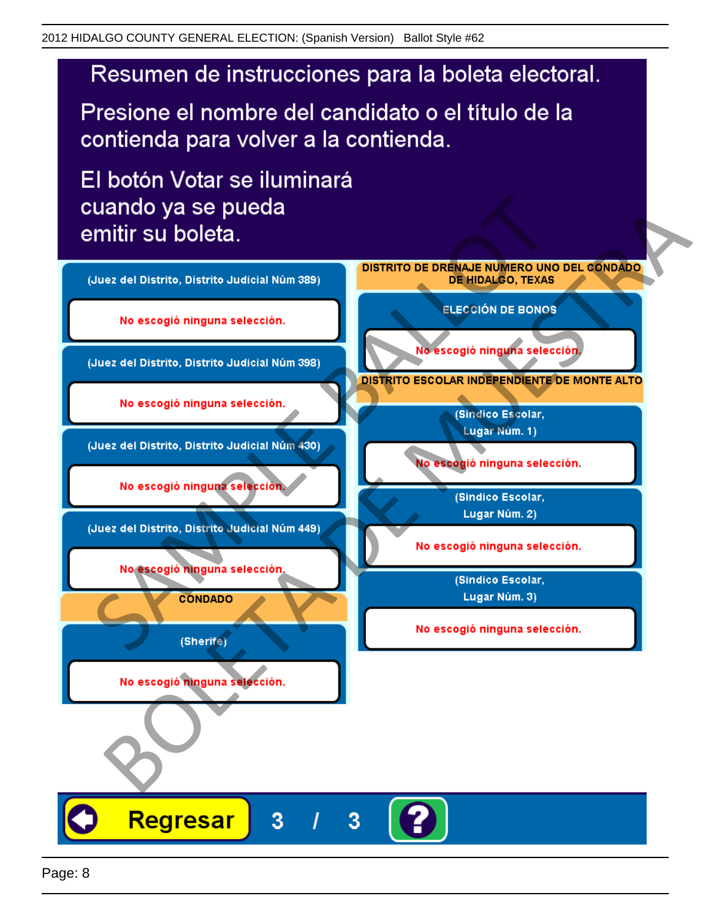# Resumen de instrucciones para la boleta electoral.

Presione el nombre del candidato o el título de la contienda para volver a la contienda.

El botón Votar se iluminará cuando ya se pueda emitir su boleta.

(Juez del Distrito, Distrito Judicial Núm 389)

No escogió ninguna selección.

(Juez del Distrito, Distrito Judicial Núm 398)

No escogió ninguna selección.

(Juez del Distrito, Distrito Judicial Núm 430)

No escogió ninguna selección.

(Juez del Distrito, Distrito Judicial Núm 449)

No escogió ninguna selección.

**CONDADO**

(Sherife)

No escogió ninguna selección.

**DISTRITO DE DRENAJE NUMERO UNO DEL CONDADO DE HIDALGO, TEXAS**

ELECCIÓN DE BONOS

No escogió ninguna selección.

**DISTRITO ESCOLAR INDEPENDIENTE DE MONTE ALTO**

(Sindico Escolar, Lugar Núm. 1)

No escogió ninguna selección.

(Sindico Escolar, Lugar Núm. 2)

No escogió ninguna selección.

(Sindico Escolar, Lugar Núm. 3)

No escogió ninguna selección.

Regresar    3 / 3    ?

SAMPLE BALLOT
BOLETA DE MUESTRA